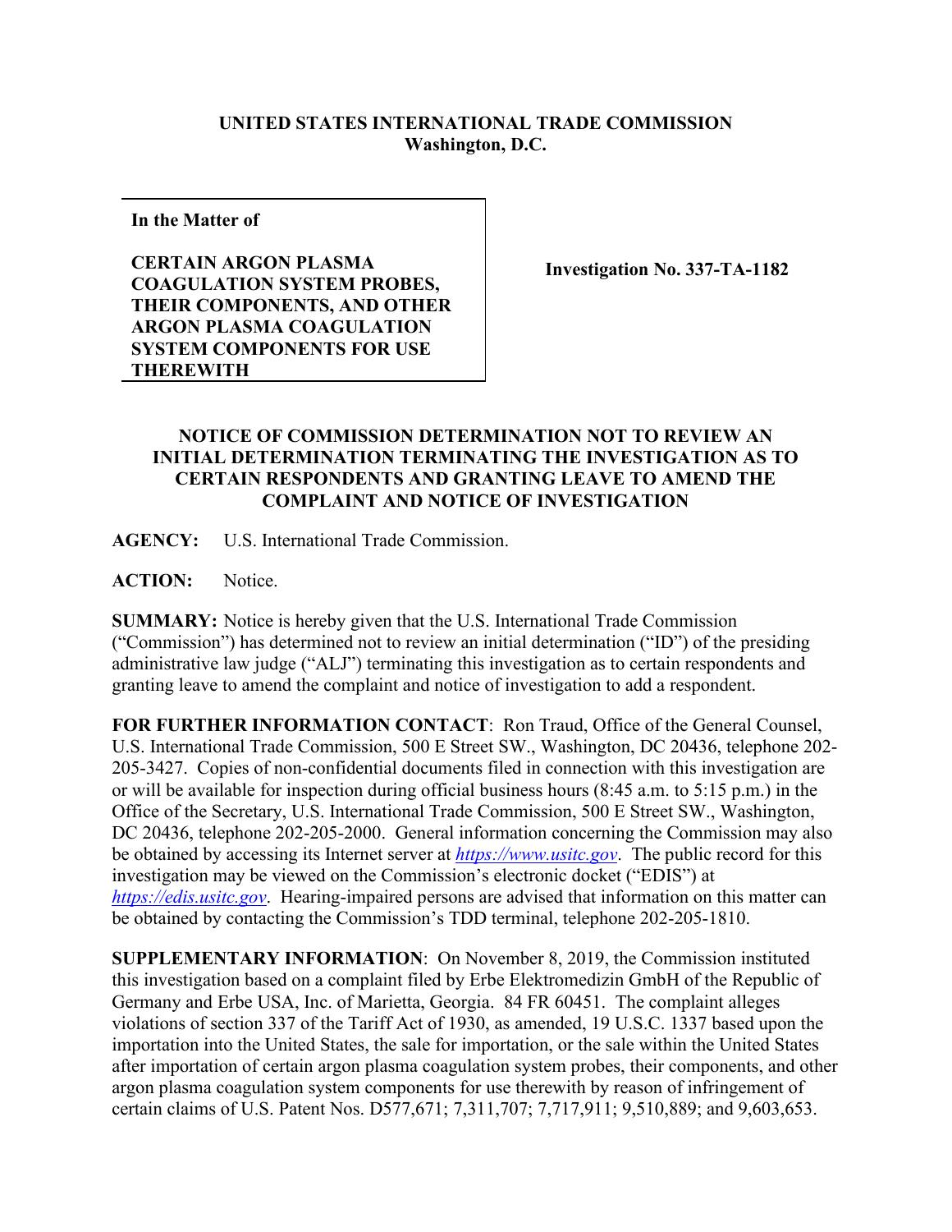**UNITED STATES INTERNATIONAL TRADE COMMISSION**
**Washington, D.C.**

| In the Matter of<br><br>**CERTAIN ARGON PLASMA COAGULATION SYSTEM PROBES, THEIR COMPONENTS, AND OTHER ARGON PLASMA COAGULATION SYSTEM COMPONENTS FOR USE THEREWITH** | **Investigation No. 337-TA-1182** |
|---|---|

**NOTICE OF COMMISSION DETERMINATION NOT TO REVIEW AN INITIAL DETERMINATION TERMINATING THE INVESTIGATION AS TO CERTAIN RESPONDENTS AND GRANTING LEAVE TO AMEND THE COMPLAINT AND NOTICE OF INVESTIGATION**

**AGENCY:** U.S. International Trade Commission.

**ACTION:** Notice.

**SUMMARY:** Notice is hereby given that the U.S. International Trade Commission ("Commission") has determined not to review an initial determination ("ID") of the presiding administrative law judge ("ALJ") terminating this investigation as to certain respondents and granting leave to amend the complaint and notice of investigation to add a respondent.

**FOR FURTHER INFORMATION CONTACT**: Ron Traud, Office of the General Counsel, U.S. International Trade Commission, 500 E Street SW., Washington, DC 20436, telephone 202-205-3427. Copies of non-confidential documents filed in connection with this investigation are or will be available for inspection during official business hours (8:45 a.m. to 5:15 p.m.) in the Office of the Secretary, U.S. International Trade Commission, 500 E Street SW., Washington, DC 20436, telephone 202-205-2000. General information concerning the Commission may also be obtained by accessing its Internet server at *https://www.usitc.gov*. The public record for this investigation may be viewed on the Commission's electronic docket ("EDIS") at *https://edis.usitc.gov*. Hearing-impaired persons are advised that information on this matter can be obtained by contacting the Commission's TDD terminal, telephone 202-205-1810.

**SUPPLEMENTARY INFORMATION**: On November 8, 2019, the Commission instituted this investigation based on a complaint filed by Erbe Elektromedizin GmbH of the Republic of Germany and Erbe USA, Inc. of Marietta, Georgia. 84 FR 60451. The complaint alleges violations of section 337 of the Tariff Act of 1930, as amended, 19 U.S.C. 1337 based upon the importation into the United States, the sale for importation, or the sale within the United States after importation of certain argon plasma coagulation system probes, their components, and other argon plasma coagulation system components for use therewith by reason of infringement of certain claims of U.S. Patent Nos. D577,671; 7,311,707; 7,717,911; 9,510,889; and 9,603,653.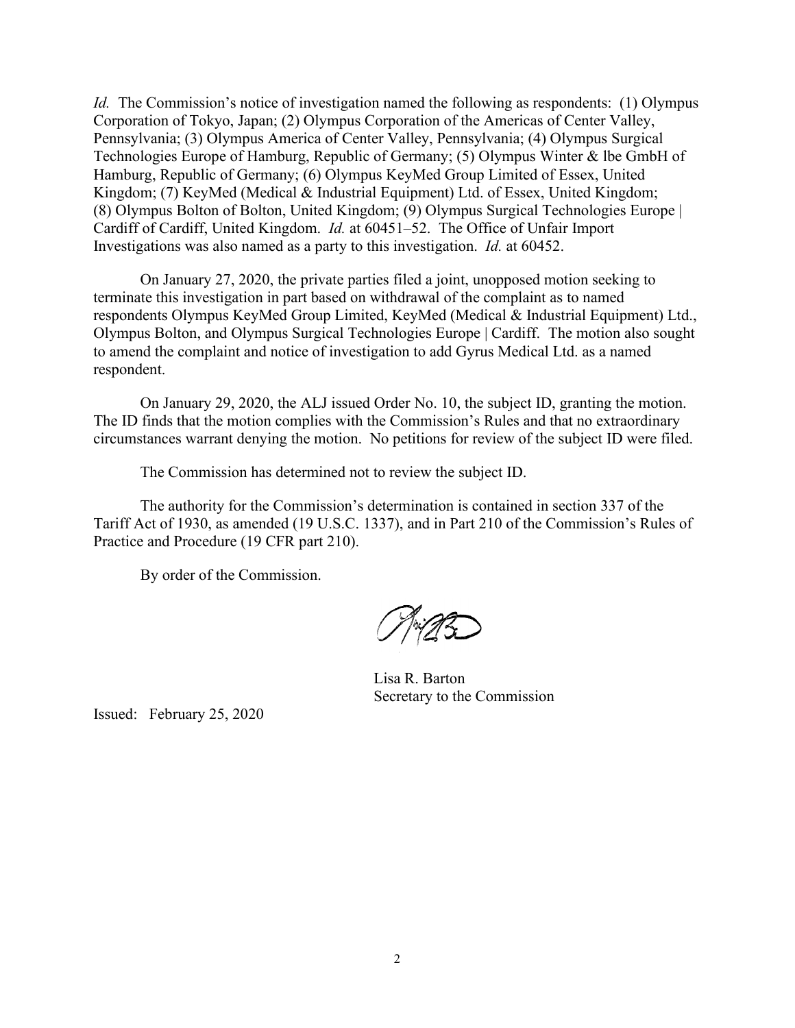*Id.* The Commission's notice of investigation named the following as respondents: (1) Olympus Corporation of Tokyo, Japan; (2) Olympus Corporation of the Americas of Center Valley, Pennsylvania; (3) Olympus America of Center Valley, Pennsylvania; (4) Olympus Surgical Technologies Europe of Hamburg, Republic of Germany; (5) Olympus Winter & lbe GmbH of Hamburg, Republic of Germany; (6) Olympus KeyMed Group Limited of Essex, United Kingdom; (7) KeyMed (Medical & Industrial Equipment) Ltd. of Essex, United Kingdom; (8) Olympus Bolton of Bolton, United Kingdom; (9) Olympus Surgical Technologies Europe | Cardiff of Cardiff, United Kingdom. *Id.* at 60451–52. The Office of Unfair Import Investigations was also named as a party to this investigation. *Id.* at 60452.

On January 27, 2020, the private parties filed a joint, unopposed motion seeking to terminate this investigation in part based on withdrawal of the complaint as to named respondents Olympus KeyMed Group Limited, KeyMed (Medical & Industrial Equipment) Ltd., Olympus Bolton, and Olympus Surgical Technologies Europe | Cardiff. The motion also sought to amend the complaint and notice of investigation to add Gyrus Medical Ltd. as a named respondent.

On January 29, 2020, the ALJ issued Order No. 10, the subject ID, granting the motion. The ID finds that the motion complies with the Commission's Rules and that no extraordinary circumstances warrant denying the motion. No petitions for review of the subject ID were filed.

The Commission has determined not to review the subject ID.

The authority for the Commission's determination is contained in section 337 of the Tariff Act of 1930, as amended (19 U.S.C. 1337), and in Part 210 of the Commission's Rules of Practice and Procedure (19 CFR part 210).

By order of the Commission.

Lisa R. Barton
Secretary to the Commission

Issued: February 25, 2020